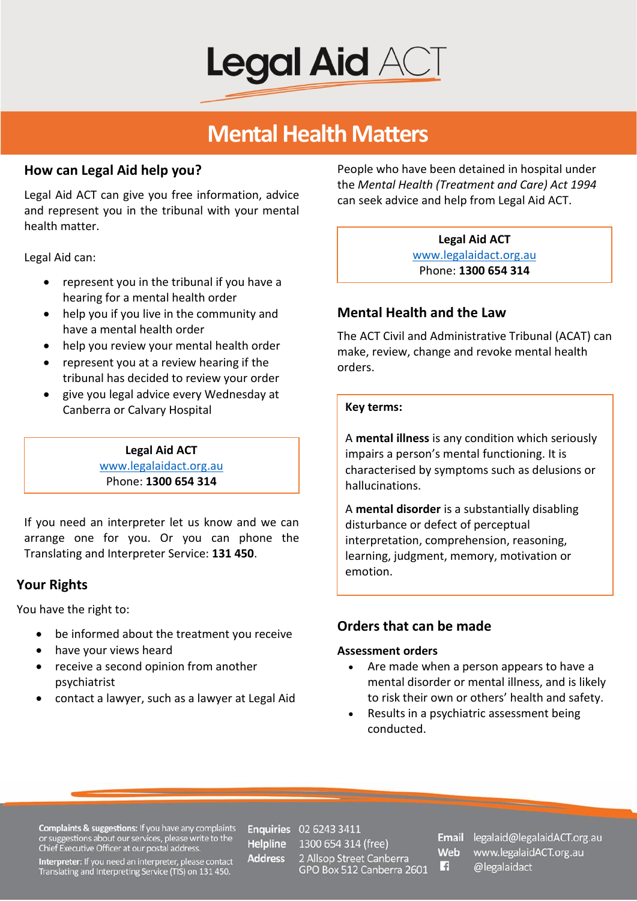# Legal Aid ACT

## Mental Health Matters

### How can Legal Aid help you?

Legal Aid ACT can give you free information, advice and represent you in the tribunal with your mental health matter.

Legal Aid can:

- represent you in the tribunal if you have a hearing for a mental health order
- help you if you live in the community and have a mental health order
- help you review your mental health order
- represent you at a review hearing if the tribunal has decided to review your order
- give you legal advice every Wednesday at Canberra or Calvary Hospital

**Legal Aid ACT**
www.legalaidact.org.au
Phone: **1300 654 314**

If you need an interpreter let us know and we can arrange one for you. Or you can phone the Translating and Interpreter Service: **131 450**.

### Your Rights

You have the right to:

- be informed about the treatment you receive
- have your views heard
- receive a second opinion from another psychiatrist
- contact a lawyer, such as a lawyer at Legal Aid

People who have been detained in hospital under the *Mental Health (Treatment and Care) Act 1994* can seek advice and help from Legal Aid ACT.

**Legal Aid ACT**
www.legalaidact.org.au
Phone: **1300 654 314**

### Mental Health and the Law

The ACT Civil and Administrative Tribunal (ACAT) can make, review, change and revoke mental health orders.

**Key terms:**

A **mental illness** is any condition which seriously impairs a person's mental functioning. It is characterised by symptoms such as delusions or hallucinations.

A **mental disorder** is a substantially disabling disturbance or defect of perceptual interpretation, comprehension, reasoning, learning, judgment, memory, motivation or emotion.

### Orders that can be made

**Assessment orders**

- Are made when a person appears to have a mental disorder or mental illness, and is likely to risk their own or others' health and safety.
- Results in a psychiatric assessment being conducted.

**Complaints & suggestions:** If you have any complaints or suggestions about our services, please write to the Chief Executive Officer at our postal address.

**Interpreter:** If you need an interpreter, please contact Translating and Interpreting Service (TIS) on 131 450.

**Enquiries** 02 6243 3411
**Helpline** 1300 654 314 (free)
**Address** 2 Allsop Street Canberra GPO Box 512 Canberra 2601

**Email** legalaid@legalaidACT.org.au
**Web** www.legalaidACT.org.au
@legalaidact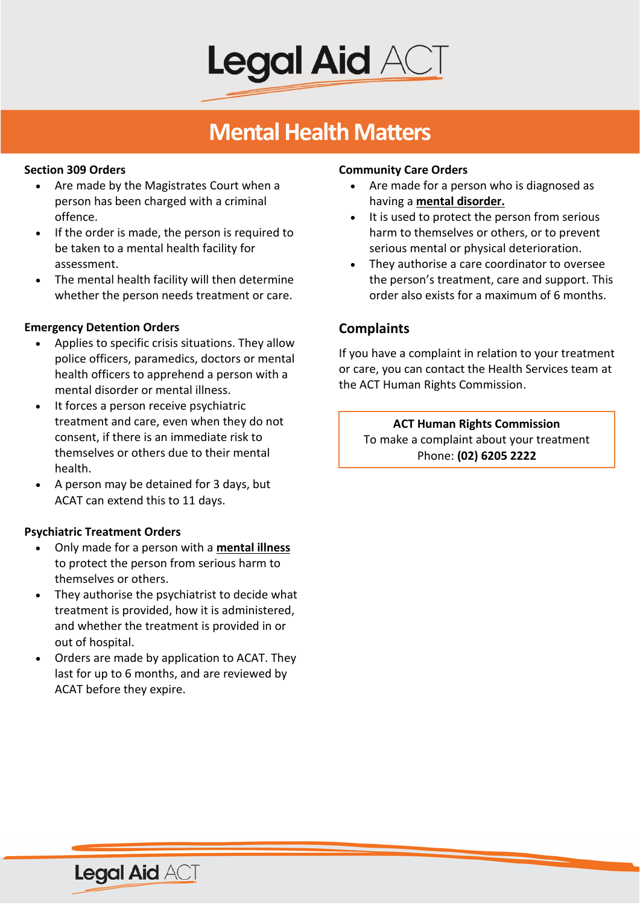# Mental Health Matters

**Section 309 Orders**

- Are made by the Magistrates Court when a person has been charged with a criminal offence.
- If the order is made, the person is required to be taken to a mental health facility for assessment.
- The mental health facility will then determine whether the person needs treatment or care.

**Emergency Detention Orders**

- Applies to specific crisis situations. They allow police officers, paramedics, doctors or mental health officers to apprehend a person with a mental disorder or mental illness.
- It forces a person receive psychiatric treatment and care, even when they do not consent, if there is an immediate risk to themselves or others due to their mental health.
- A person may be detained for 3 days, but ACAT can extend this to 11 days.

**Psychiatric Treatment Orders**

- Only made for a person with a **mental illness** to protect the person from serious harm to themselves or others.
- They authorise the psychiatrist to decide what treatment is provided, how it is administered, and whether the treatment is provided in or out of hospital.
- Orders are made by application to ACAT. They last for up to 6 months, and are reviewed by ACAT before they expire.

**Community Care Orders**

- Are made for a person who is diagnosed as having a **mental disorder.**
- It is used to protect the person from serious harm to themselves or others, or to prevent serious mental or physical deterioration.
- They authorise a care coordinator to oversee the person's treatment, care and support. This order also exists for a maximum of 6 months.

## Complaints

If you have a complaint in relation to your treatment or care, you can contact the Health Services team at the ACT Human Rights Commission.

**ACT Human Rights Commission**
To make a complaint about your treatment
Phone: **(02) 6205 2222**